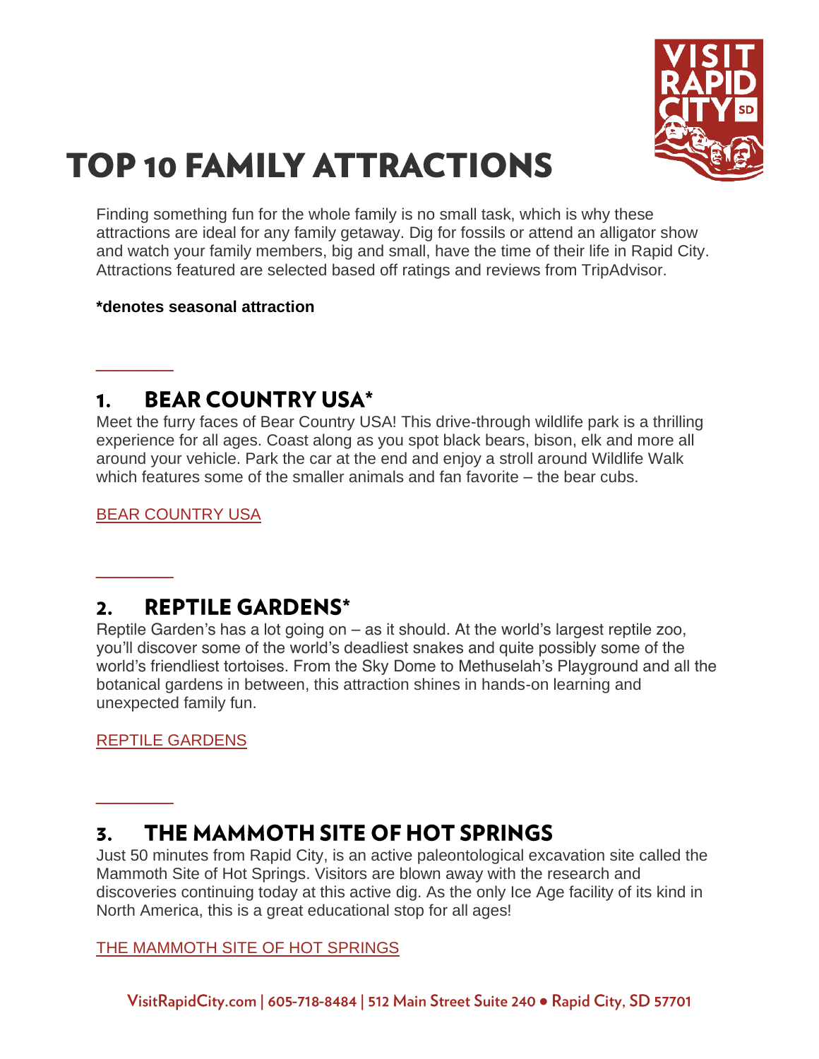# TOP 10 FAMILY ATTRACTIONS

Finding something fun for the whole family is no small task, which is why these attractions are ideal for any family getaway. Dig for fossils or attend an alligator show and watch your family members, big and small, have the time of their life in Rapid City. Attractions featured are selected based off ratings and reviews from TripAdvisor.

**\*denotes seasonal attraction**

## 1. BEAR COUNTRY USA*

Meet the furry faces of Bear Country USA! This drive-through wildlife park is a thrilling experience for all ages. Coast along as you spot black bears, bison, elk and more all around your vehicle. Park the car at the end and enjoy a stroll around Wildlife Walk which features some of the smaller animals and fan favorite – the bear cubs.

BEAR COUNTRY USA

## 2. REPTILE GARDENS*

Reptile Garden's has a lot going on – as it should. At the world's largest reptile zoo, you'll discover some of the world's deadliest snakes and quite possibly some of the world's friendliest tortoises. From the Sky Dome to Methuselah's Playground and all the botanical gardens in between, this attraction shines in hands-on learning and unexpected family fun.

REPTILE GARDENS

## 3. THE MAMMOTH SITE OF HOT SPRINGS

Just 50 minutes from Rapid City, is an active paleontological excavation site called the Mammoth Site of Hot Springs. Visitors are blown away with the research and discoveries continuing today at this active dig. As the only Ice Age facility of its kind in North America, this is a great educational stop for all ages!

THE MAMMOTH SITE OF HOT SPRINGS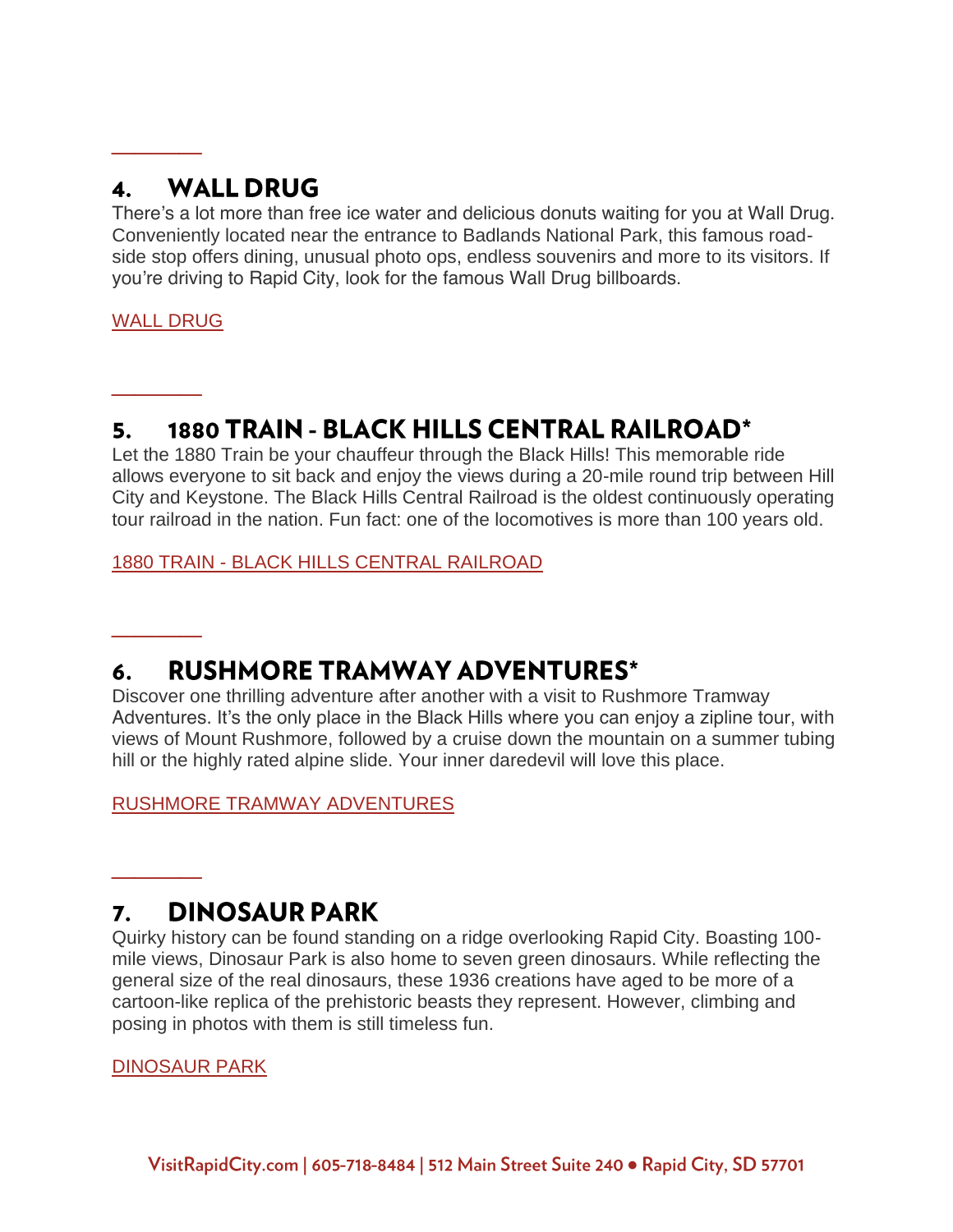## 4. WALL DRUG

There's a lot more than free ice water and delicious donuts waiting for you at Wall Drug. Conveniently located near the entrance to Badlands National Park, this famous road-side stop offers dining, unusual photo ops, endless souvenirs and more to its visitors. If you're driving to Rapid City, look for the famous Wall Drug billboards.

WALL DRUG

## 5. 1880 TRAIN - BLACK HILLS CENTRAL RAILROAD*

Let the 1880 Train be your chauffeur through the Black Hills! This memorable ride allows everyone to sit back and enjoy the views during a 20-mile round trip between Hill City and Keystone. The Black Hills Central Railroad is the oldest continuously operating tour railroad in the nation. Fun fact: one of the locomotives is more than 100 years old.

1880 TRAIN - BLACK HILLS CENTRAL RAILROAD

## 6. RUSHMORE TRAMWAY ADVENTURES*

Discover one thrilling adventure after another with a visit to Rushmore Tramway Adventures. It's the only place in the Black Hills where you can enjoy a zipline tour, with views of Mount Rushmore, followed by a cruise down the mountain on a summer tubing hill or the highly rated alpine slide. Your inner daredevil will love this place.

RUSHMORE TRAMWAY ADVENTURES

## 7. DINOSAUR PARK

Quirky history can be found standing on a ridge overlooking Rapid City. Boasting 100-mile views, Dinosaur Park is also home to seven green dinosaurs. While reflecting the general size of the real dinosaurs, these 1936 creations have aged to be more of a cartoon-like replica of the prehistoric beasts they represent. However, climbing and posing in photos with them is still timeless fun.

DINOSAUR PARK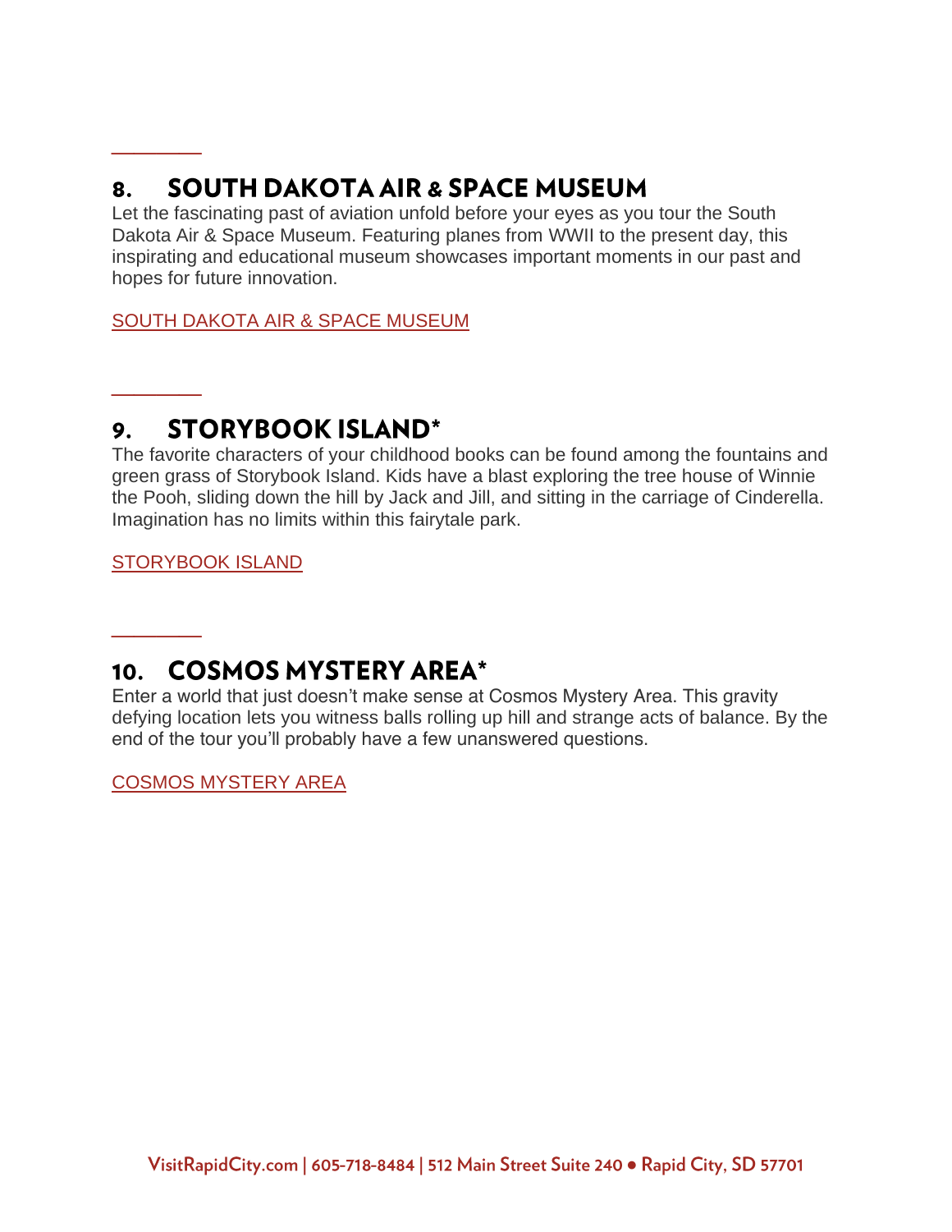## 8. SOUTH DAKOTA AIR & SPACE MUSEUM

Let the fascinating past of aviation unfold before your eyes as you tour the South Dakota Air & Space Museum. Featuring planes from WWII to the present day, this inspirating and educational museum showcases important moments in our past and hopes for future innovation.

SOUTH DAKOTA AIR & SPACE MUSEUM

## 9. STORYBOOK ISLAND*

The favorite characters of your childhood books can be found among the fountains and green grass of Storybook Island. Kids have a blast exploring the tree house of Winnie the Pooh, sliding down the hill by Jack and Jill, and sitting in the carriage of Cinderella. Imagination has no limits within this fairytale park.

STORYBOOK ISLAND

## 10. COSMOS MYSTERY AREA*

Enter a world that just doesn't make sense at Cosmos Mystery Area. This gravity defying location lets you witness balls rolling up hill and strange acts of balance. By the end of the tour you'll probably have a few unanswered questions.

COSMOS MYSTERY AREA